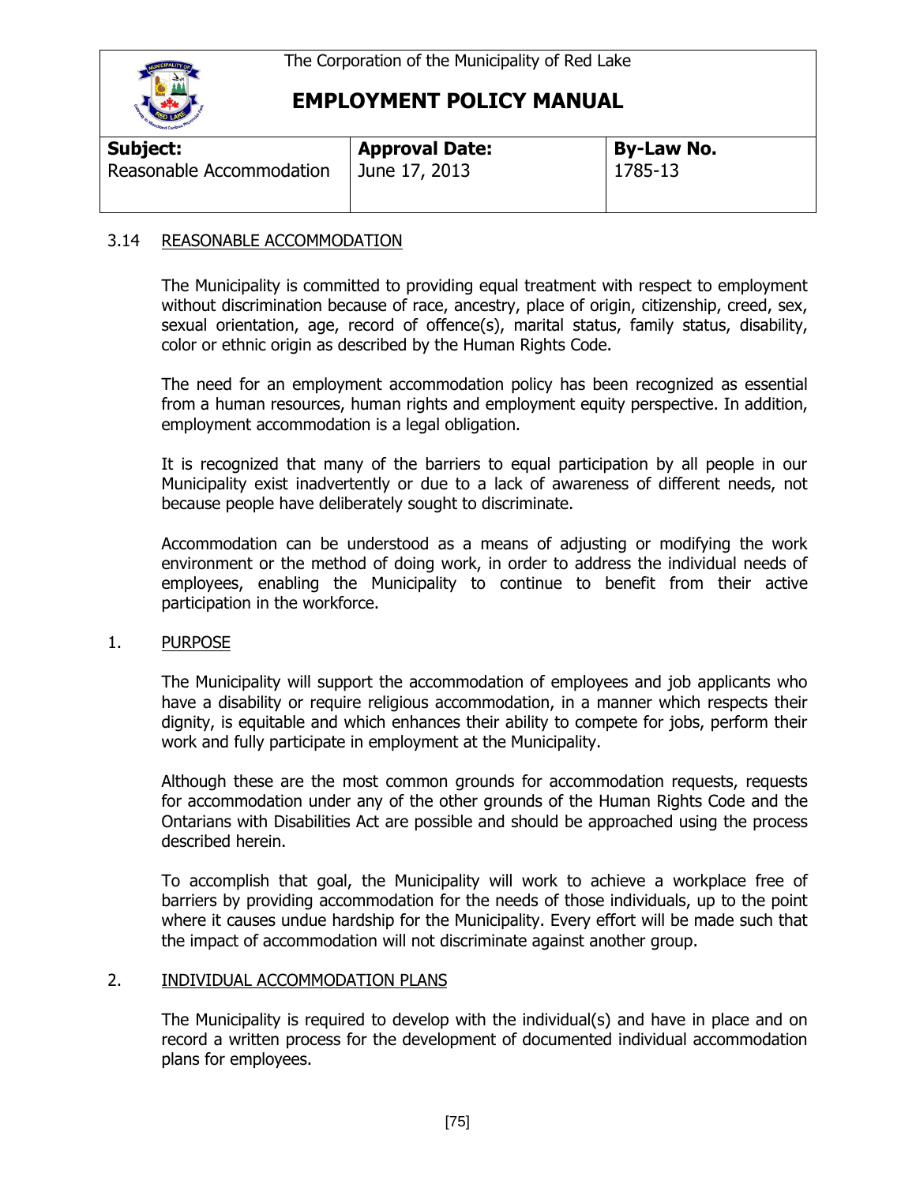The Corporation of the Municipality of Red Lake

# EMPLOYMENT POLICY MANUAL

| Subject: | Approval Date: | By-Law No. |
|---|---|---|
| Reasonable Accommodation | June 17, 2013 | 1785-13 |

## 3.14 REASONABLE ACCOMMODATION

The Municipality is committed to providing equal treatment with respect to employment without discrimination because of race, ancestry, place of origin, citizenship, creed, sex, sexual orientation, age, record of offence(s), marital status, family status, disability, color or ethnic origin as described by the Human Rights Code.

The need for an employment accommodation policy has been recognized as essential from a human resources, human rights and employment equity perspective. In addition, employment accommodation is a legal obligation.

It is recognized that many of the barriers to equal participation by all people in our Municipality exist inadvertently or due to a lack of awareness of different needs, not because people have deliberately sought to discriminate.

Accommodation can be understood as a means of adjusting or modifying the work environment or the method of doing work, in order to address the individual needs of employees, enabling the Municipality to continue to benefit from their active participation in the workforce.

### 1. PURPOSE

The Municipality will support the accommodation of employees and job applicants who have a disability or require religious accommodation, in a manner which respects their dignity, is equitable and which enhances their ability to compete for jobs, perform their work and fully participate in employment at the Municipality.

Although these are the most common grounds for accommodation requests, requests for accommodation under any of the other grounds of the Human Rights Code and the Ontarians with Disabilities Act are possible and should be approached using the process described herein.

To accomplish that goal, the Municipality will work to achieve a workplace free of barriers by providing accommodation for the needs of those individuals, up to the point where it causes undue hardship for the Municipality. Every effort will be made such that the impact of accommodation will not discriminate against another group.

### 2. INDIVIDUAL ACCOMMODATION PLANS

The Municipality is required to develop with the individual(s) and have in place and on record a written process for the development of documented individual accommodation plans for employees.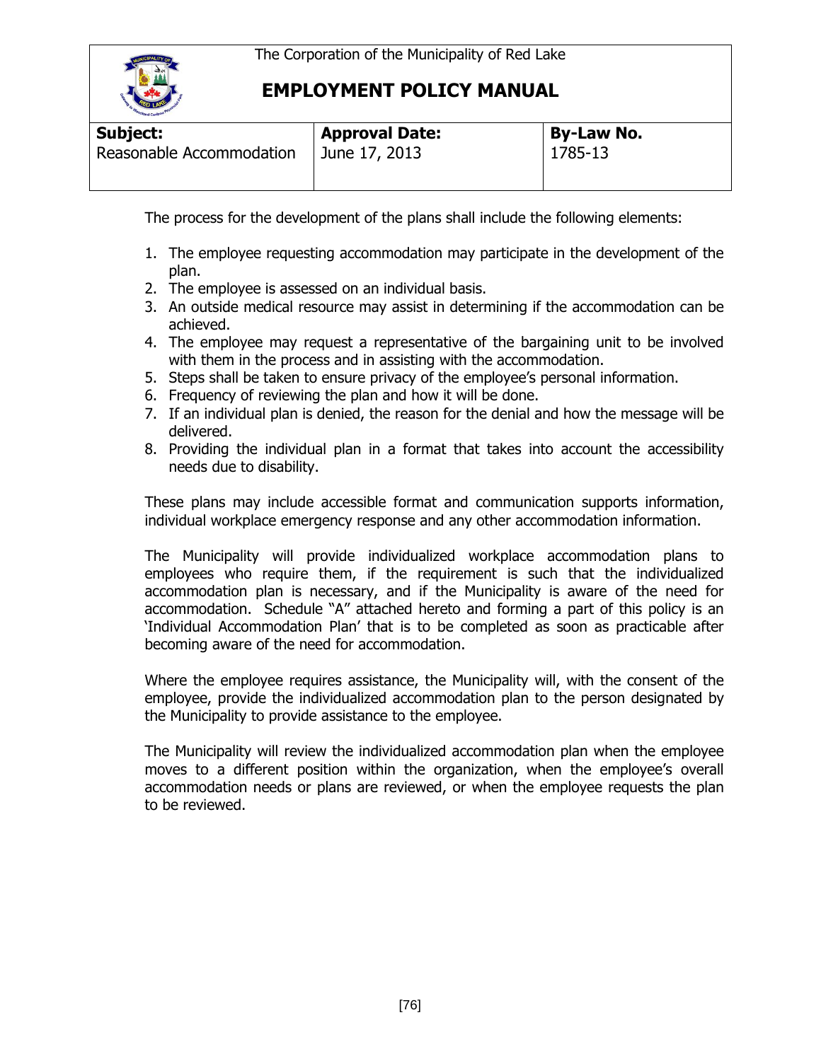The process for the development of the plans shall include the following elements:

1. The employee requesting accommodation may participate in the development of the plan.
2. The employee is assessed on an individual basis.
3. An outside medical resource may assist in determining if the accommodation can be achieved.
4. The employee may request a representative of the bargaining unit to be involved with them in the process and in assisting with the accommodation.
5. Steps shall be taken to ensure privacy of the employee's personal information.
6. Frequency of reviewing the plan and how it will be done.
7. If an individual plan is denied, the reason for the denial and how the message will be delivered.
8. Providing the individual plan in a format that takes into account the accessibility needs due to disability.

These plans may include accessible format and communication supports information, individual workplace emergency response and any other accommodation information.

The Municipality will provide individualized workplace accommodation plans to employees who require them, if the requirement is such that the individualized accommodation plan is necessary, and if the Municipality is aware of the need for accommodation. Schedule "A" attached hereto and forming a part of this policy is an 'Individual Accommodation Plan' that is to be completed as soon as practicable after becoming aware of the need for accommodation.

Where the employee requires assistance, the Municipality will, with the consent of the employee, provide the individualized accommodation plan to the person designated by the Municipality to provide assistance to the employee.

The Municipality will review the individualized accommodation plan when the employee moves to a different position within the organization, when the employee's overall accommodation needs or plans are reviewed, or when the employee requests the plan to be reviewed.